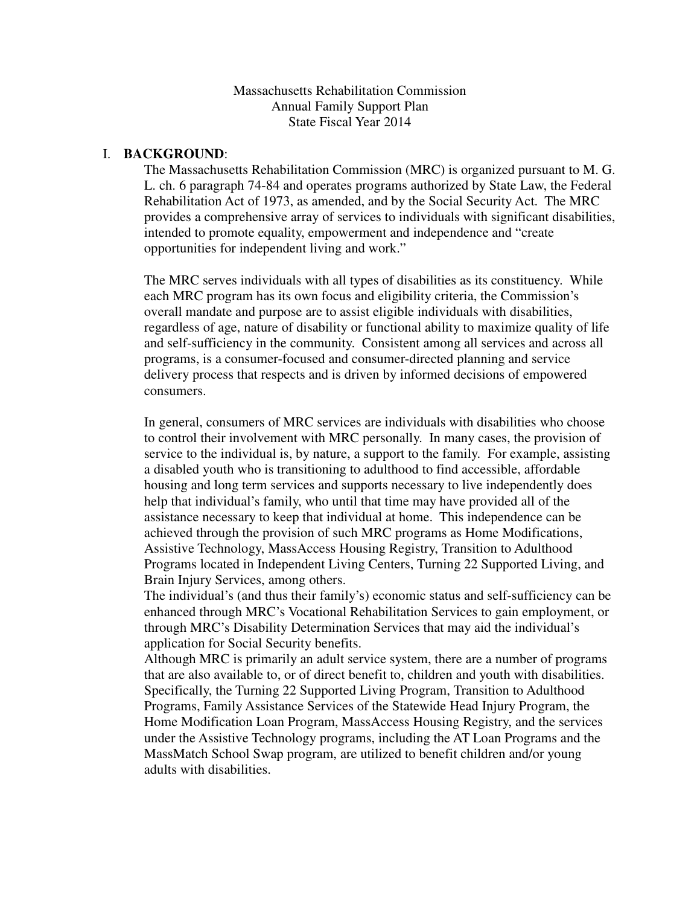# Massachusetts Rehabilitation Commission
# Annual Family Support Plan
# State Fiscal Year 2014

## I. BACKGROUND:

The Massachusetts Rehabilitation Commission (MRC) is organized pursuant to M. G. L. ch. 6 paragraph 74-84 and operates programs authorized by State Law, the Federal Rehabilitation Act of 1973, as amended, and by the Social Security Act. The MRC provides a comprehensive array of services to individuals with significant disabilities, intended to promote equality, empowerment and independence and "create opportunities for independent living and work."

The MRC serves individuals with all types of disabilities as its constituency. While each MRC program has its own focus and eligibility criteria, the Commission's overall mandate and purpose are to assist eligible individuals with disabilities, regardless of age, nature of disability or functional ability to maximize quality of life and self-sufficiency in the community. Consistent among all services and across all programs, is a consumer-focused and consumer-directed planning and service delivery process that respects and is driven by informed decisions of empowered consumers.

In general, consumers of MRC services are individuals with disabilities who choose to control their involvement with MRC personally. In many cases, the provision of service to the individual is, by nature, a support to the family. For example, assisting a disabled youth who is transitioning to adulthood to find accessible, affordable housing and long term services and supports necessary to live independently does help that individual's family, who until that time may have provided all of the assistance necessary to keep that individual at home. This independence can be achieved through the provision of such MRC programs as Home Modifications, Assistive Technology, MassAccess Housing Registry, Transition to Adulthood Programs located in Independent Living Centers, Turning 22 Supported Living, and Brain Injury Services, among others.

The individual's (and thus their family's) economic status and self-sufficiency can be enhanced through MRC's Vocational Rehabilitation Services to gain employment, or through MRC's Disability Determination Services that may aid the individual's application for Social Security benefits.

Although MRC is primarily an adult service system, there are a number of programs that are also available to, or of direct benefit to, children and youth with disabilities. Specifically, the Turning 22 Supported Living Program, Transition to Adulthood Programs, Family Assistance Services of the Statewide Head Injury Program, the Home Modification Loan Program, MassAccess Housing Registry, and the services under the Assistive Technology programs, including the AT Loan Programs and the MassMatch School Swap program, are utilized to benefit children and/or young adults with disabilities.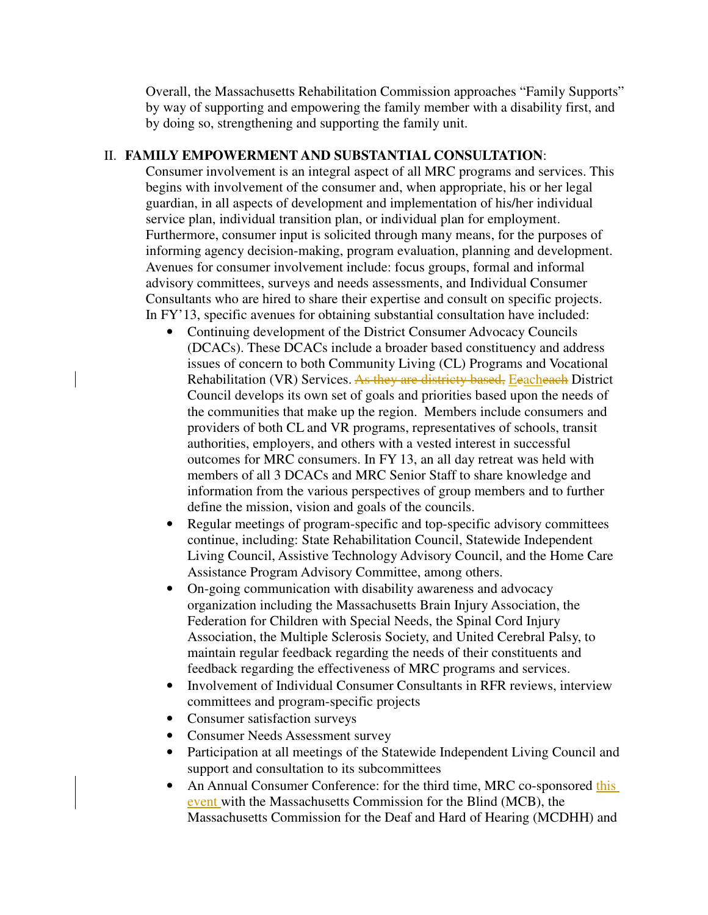Overall, the Massachusetts Rehabilitation Commission approaches "Family Supports" by way of supporting and empowering the family member with a disability first, and by doing so, strengthening and supporting the family unit.

## II. FAMILY EMPOWERMENT AND SUBSTANTIAL CONSULTATION:

Consumer involvement is an integral aspect of all MRC programs and services. This begins with involvement of the consumer and, when appropriate, his or her legal guardian, in all aspects of development and implementation of his/her individual service plan, individual transition plan, or individual plan for employment. Furthermore, consumer input is solicited through many means, for the purposes of informing agency decision-making, program evaluation, planning and development. Avenues for consumer involvement include: focus groups, formal and informal advisory committees, surveys and needs assessments, and Individual Consumer Consultants who are hired to share their expertise and consult on specific projects. In FY'13, specific avenues for obtaining substantial consultation have included:

- Continuing development of the District Consumer Advocacy Councils (DCACs). These DCACs include a broader based constituency and address issues of concern to both Community Living (CL) Programs and Vocational Rehabilitation (VR) Services. ~~As they are districty based,~~ Each District Council develops its own set of goals and priorities based upon the needs of the communities that make up the region. Members include consumers and providers of both CL and VR programs, representatives of schools, transit authorities, employers, and others with a vested interest in successful outcomes for MRC consumers. In FY 13, an all day retreat was held with members of all 3 DCACs and MRC Senior Staff to share knowledge and information from the various perspectives of group members and to further define the mission, vision and goals of the councils.
- Regular meetings of program-specific and top-specific advisory committees continue, including: State Rehabilitation Council, Statewide Independent Living Council, Assistive Technology Advisory Council, and the Home Care Assistance Program Advisory Committee, among others.
- On-going communication with disability awareness and advocacy organization including the Massachusetts Brain Injury Association, the Federation for Children with Special Needs, the Spinal Cord Injury Association, the Multiple Sclerosis Society, and United Cerebral Palsy, to maintain regular feedback regarding the needs of their constituents and feedback regarding the effectiveness of MRC programs and services.
- Involvement of Individual Consumer Consultants in RFR reviews, interview committees and program-specific projects
- Consumer satisfaction surveys
- Consumer Needs Assessment survey
- Participation at all meetings of the Statewide Independent Living Council and support and consultation to its subcommittees
- An Annual Consumer Conference: for the third time, MRC co-sponsored this event with the Massachusetts Commission for the Blind (MCB), the Massachusetts Commission for the Deaf and Hard of Hearing (MCDHH) and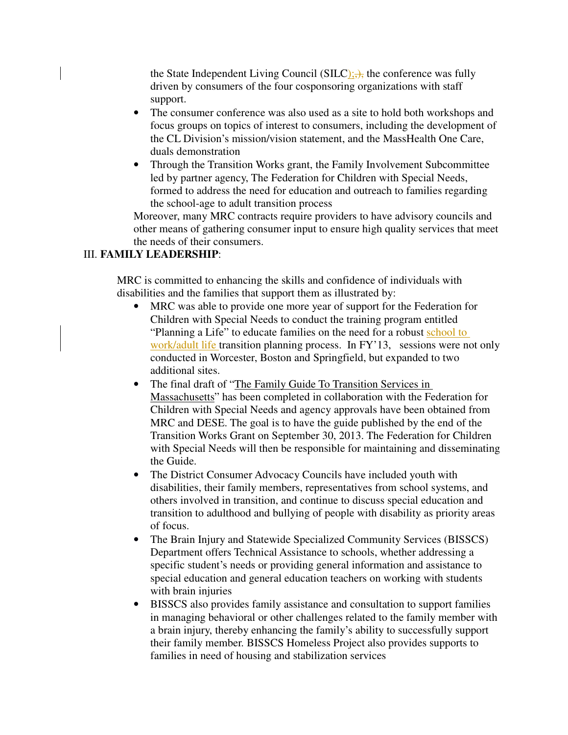the State Independent Living Council (SILC);), the conference was fully driven by consumers of the four cosponsoring organizations with staff support.

- The consumer conference was also used as a site to hold both workshops and focus groups on topics of interest to consumers, including the development of the CL Division's mission/vision statement, and the MassHealth One Care, duals demonstration
- Through the Transition Works grant, the Family Involvement Subcommittee led by partner agency, The Federation for Children with Special Needs, formed to address the need for education and outreach to families regarding the school-age to adult transition process

Moreover, many MRC contracts require providers to have advisory councils and other means of gathering consumer input to ensure high quality services that meet the needs of their consumers.

III. **FAMILY LEADERSHIP**:

MRC is committed to enhancing the skills and confidence of individuals with disabilities and the families that support them as illustrated by:

- MRC was able to provide one more year of support for the Federation for Children with Special Needs to conduct the training program entitled "Planning a Life" to educate families on the need for a robust school to work/adult life transition planning process. In FY'13, sessions were not only conducted in Worcester, Boston and Springfield, but expanded to two additional sites.
- The final draft of "The Family Guide To Transition Services in Massachusetts" has been completed in collaboration with the Federation for Children with Special Needs and agency approvals have been obtained from MRC and DESE. The goal is to have the guide published by the end of the Transition Works Grant on September 30, 2013. The Federation for Children with Special Needs will then be responsible for maintaining and disseminating the Guide.
- The District Consumer Advocacy Councils have included youth with disabilities, their family members, representatives from school systems, and others involved in transition, and continue to discuss special education and transition to adulthood and bullying of people with disability as priority areas of focus.
- The Brain Injury and Statewide Specialized Community Services (BISSCS) Department offers Technical Assistance to schools, whether addressing a specific student's needs or providing general information and assistance to special education and general education teachers on working with students with brain injuries
- BISSCS also provides family assistance and consultation to support families in managing behavioral or other challenges related to the family member with a brain injury, thereby enhancing the family's ability to successfully support their family member. BISSCS Homeless Project also provides supports to families in need of housing and stabilization services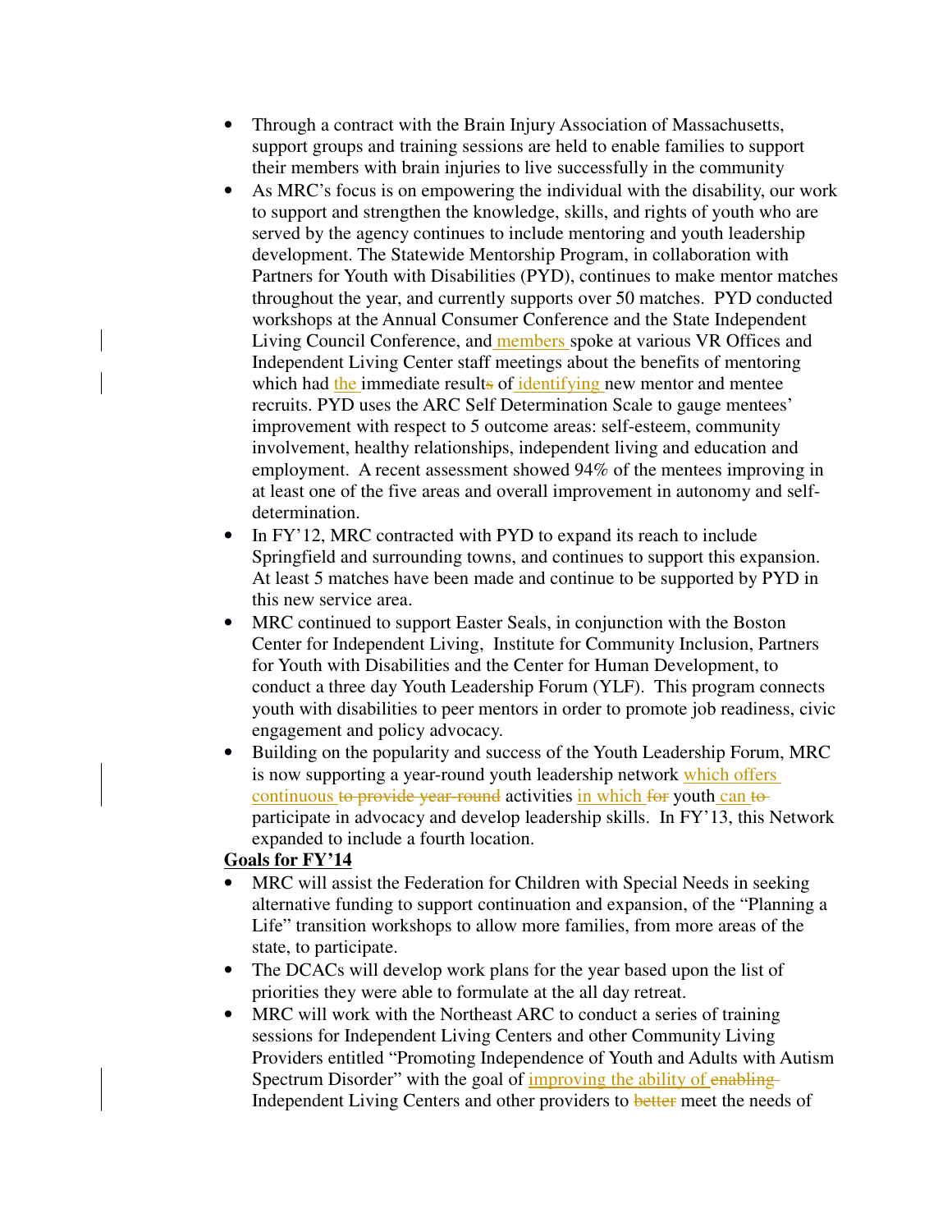- Through a contract with the Brain Injury Association of Massachusetts, support groups and training sessions are held to enable families to support their members with brain injuries to live successfully in the community
- As MRC's focus is on empowering the individual with the disability, our work to support and strengthen the knowledge, skills, and rights of youth who are served by the agency continues to include mentoring and youth leadership development. The Statewide Mentorship Program, in collaboration with Partners for Youth with Disabilities (PYD), continues to make mentor matches throughout the year, and currently supports over 50 matches. PYD conducted workshops at the Annual Consumer Conference and the State Independent Living Council Conference, and members spoke at various VR Offices and Independent Living Center staff meetings about the benefits of mentoring which had the immediate result~~s~~ of identifying new mentor and mentee recruits. PYD uses the ARC Self Determination Scale to gauge mentees' improvement with respect to 5 outcome areas: self-esteem, community involvement, healthy relationships, independent living and education and employment. A recent assessment showed 94% of the mentees improving in at least one of the five areas and overall improvement in autonomy and self-determination.
- In FY'12, MRC contracted with PYD to expand its reach to include Springfield and surrounding towns, and continues to support this expansion. At least 5 matches have been made and continue to be supported by PYD in this new service area.
- MRC continued to support Easter Seals, in conjunction with the Boston Center for Independent Living, Institute for Community Inclusion, Partners for Youth with Disabilities and the Center for Human Development, to conduct a three day Youth Leadership Forum (YLF). This program connects youth with disabilities to peer mentors in order to promote job readiness, civic engagement and policy advocacy.
- Building on the popularity and success of the Youth Leadership Forum, MRC is now supporting a year-round youth leadership network which offers continuous ~~to provide year-round~~ activities in which ~~for~~ youth can ~~to~~ participate in advocacy and develop leadership skills. In FY'13, this Network expanded to include a fourth location.

**<u>Goals for FY'14</u>**

- MRC will assist the Federation for Children with Special Needs in seeking alternative funding to support continuation and expansion, of the "Planning a Life" transition workshops to allow more families, from more areas of the state, to participate.
- The DCACs will develop work plans for the year based upon the list of priorities they were able to formulate at the all day retreat.
- MRC will work with the Northeast ARC to conduct a series of training sessions for Independent Living Centers and other Community Living Providers entitled "Promoting Independence of Youth and Adults with Autism Spectrum Disorder" with the goal of improving the ability of ~~enabling~~ Independent Living Centers and other providers to ~~better~~ meet the needs of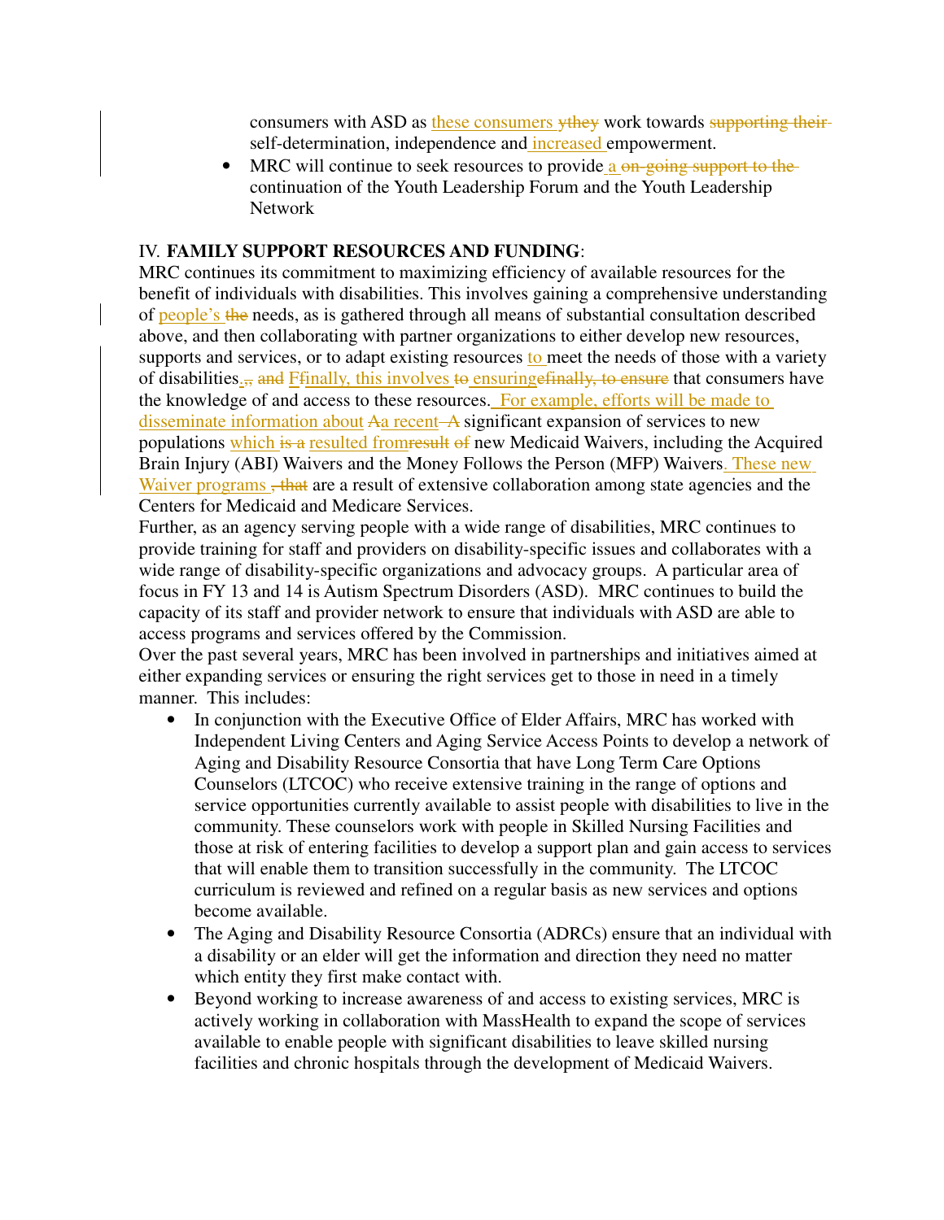consumers with ASD as these consumers work towards self-determination, independence and increased empowerment.

- MRC will continue to seek resources to provide a continuation of the Youth Leadership Forum and the Youth Leadership Network

IV. **FAMILY SUPPORT RESOURCES AND FUNDING**:

MRC continues its commitment to maximizing efficiency of available resources for the benefit of individuals with disabilities. This involves gaining a comprehensive understanding of people's needs, as is gathered through all means of substantial consultation described above, and then collaborating with partner organizations to either develop new resources, supports and services, or to adapt existing resources to meet the needs of those with a variety of disabilities. Finally, this involves ensuring that consumers have the knowledge of and access to these resources. For example, efforts will be made to disseminate information about a recent significant expansion of services to new populations which resulted from new Medicaid Waivers, including the Acquired Brain Injury (ABI) Waivers and the Money Follows the Person (MFP) Waivers. These new Waiver programs are a result of extensive collaboration among state agencies and the Centers for Medicaid and Medicare Services.

Further, as an agency serving people with a wide range of disabilities, MRC continues to provide training for staff and providers on disability-specific issues and collaborates with a wide range of disability-specific organizations and advocacy groups. A particular area of focus in FY 13 and 14 is Autism Spectrum Disorders (ASD). MRC continues to build the capacity of its staff and provider network to ensure that individuals with ASD are able to access programs and services offered by the Commission.

Over the past several years, MRC has been involved in partnerships and initiatives aimed at either expanding services or ensuring the right services get to those in need in a timely manner. This includes:

- In conjunction with the Executive Office of Elder Affairs, MRC has worked with Independent Living Centers and Aging Service Access Points to develop a network of Aging and Disability Resource Consortia that have Long Term Care Options Counselors (LTCOC) who receive extensive training in the range of options and service opportunities currently available to assist people with disabilities to live in the community. These counselors work with people in Skilled Nursing Facilities and those at risk of entering facilities to develop a support plan and gain access to services that will enable them to transition successfully in the community. The LTCOC curriculum is reviewed and refined on a regular basis as new services and options become available.
- The Aging and Disability Resource Consortia (ADRCs) ensure that an individual with a disability or an elder will get the information and direction they need no matter which entity they first make contact with.
- Beyond working to increase awareness of and access to existing services, MRC is actively working in collaboration with MassHealth to expand the scope of services available to enable people with significant disabilities to leave skilled nursing facilities and chronic hospitals through the development of Medicaid Waivers.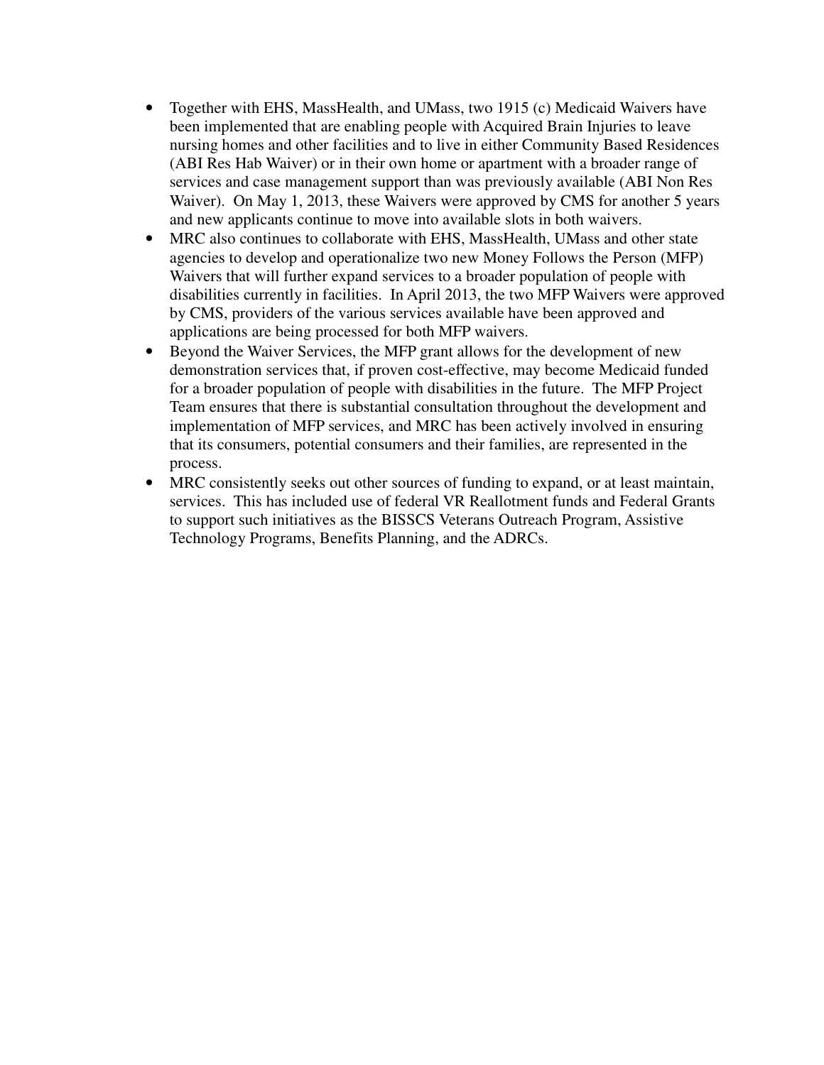- Together with EHS, MassHealth, and UMass, two 1915 (c) Medicaid Waivers have been implemented that are enabling people with Acquired Brain Injuries to leave nursing homes and other facilities and to live in either Community Based Residences (ABI Res Hab Waiver) or in their own home or apartment with a broader range of services and case management support than was previously available (ABI Non Res Waiver). On May 1, 2013, these Waivers were approved by CMS for another 5 years and new applicants continue to move into available slots in both waivers.
- MRC also continues to collaborate with EHS, MassHealth, UMass and other state agencies to develop and operationalize two new Money Follows the Person (MFP) Waivers that will further expand services to a broader population of people with disabilities currently in facilities. In April 2013, the two MFP Waivers were approved by CMS, providers of the various services available have been approved and applications are being processed for both MFP waivers.
- Beyond the Waiver Services, the MFP grant allows for the development of new demonstration services that, if proven cost-effective, may become Medicaid funded for a broader population of people with disabilities in the future. The MFP Project Team ensures that there is substantial consultation throughout the development and implementation of MFP services, and MRC has been actively involved in ensuring that its consumers, potential consumers and their families, are represented in the process.
- MRC consistently seeks out other sources of funding to expand, or at least maintain, services. This has included use of federal VR Reallotment funds and Federal Grants to support such initiatives as the BISSCS Veterans Outreach Program, Assistive Technology Programs, Benefits Planning, and the ADRCs.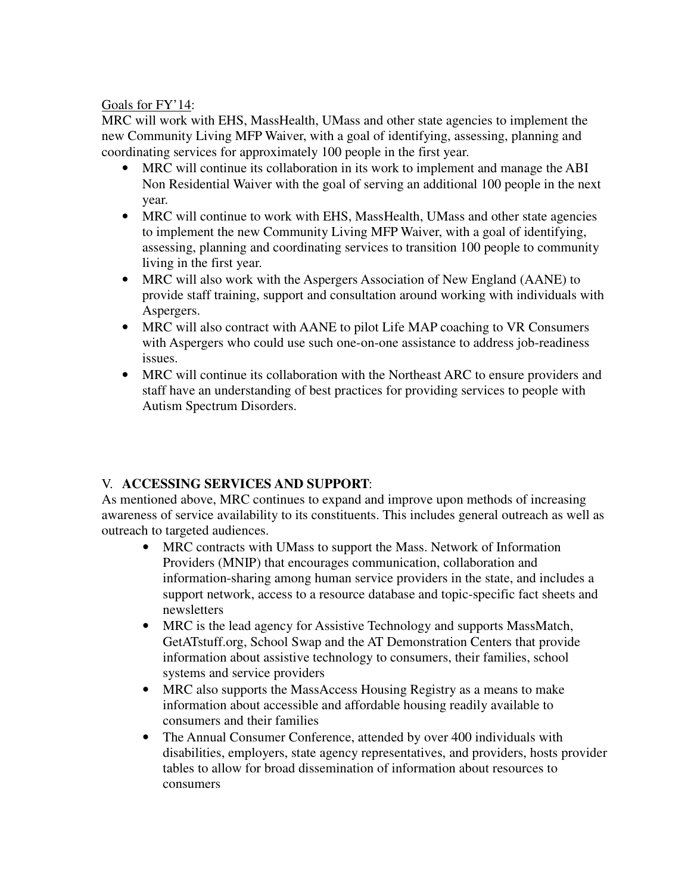Goals for FY'14:

MRC will work with EHS, MassHealth, UMass and other state agencies to implement the new Community Living MFP Waiver, with a goal of identifying, assessing, planning and coordinating services for approximately 100 people in the first year.

- MRC will continue its collaboration in its work to implement and manage the ABI Non Residential Waiver with the goal of serving an additional 100 people in the next year.
- MRC will continue to work with EHS, MassHealth, UMass and other state agencies to implement the new Community Living MFP Waiver, with a goal of identifying, assessing, planning and coordinating services to transition 100 people to community living in the first year.
- MRC will also work with the Aspergers Association of New England (AANE) to provide staff training, support and consultation around working with individuals with Aspergers.
- MRC will also contract with AANE to pilot Life MAP coaching to VR Consumers with Aspergers who could use such one-on-one assistance to address job-readiness issues.
- MRC will continue its collaboration with the Northeast ARC to ensure providers and staff have an understanding of best practices for providing services to people with Autism Spectrum Disorders.

## V. **ACCESSING SERVICES AND SUPPORT**:

As mentioned above, MRC continues to expand and improve upon methods of increasing awareness of service availability to its constituents. This includes general outreach as well as outreach to targeted audiences.

- MRC contracts with UMass to support the Mass. Network of Information Providers (MNIP) that encourages communication, collaboration and information-sharing among human service providers in the state, and includes a support network, access to a resource database and topic-specific fact sheets and newsletters
- MRC is the lead agency for Assistive Technology and supports MassMatch, GetATstuff.org, School Swap and the AT Demonstration Centers that provide information about assistive technology to consumers, their families, school systems and service providers
- MRC also supports the MassAccess Housing Registry as a means to make information about accessible and affordable housing readily available to consumers and their families
- The Annual Consumer Conference, attended by over 400 individuals with disabilities, employers, state agency representatives, and providers, hosts provider tables to allow for broad dissemination of information about resources to consumers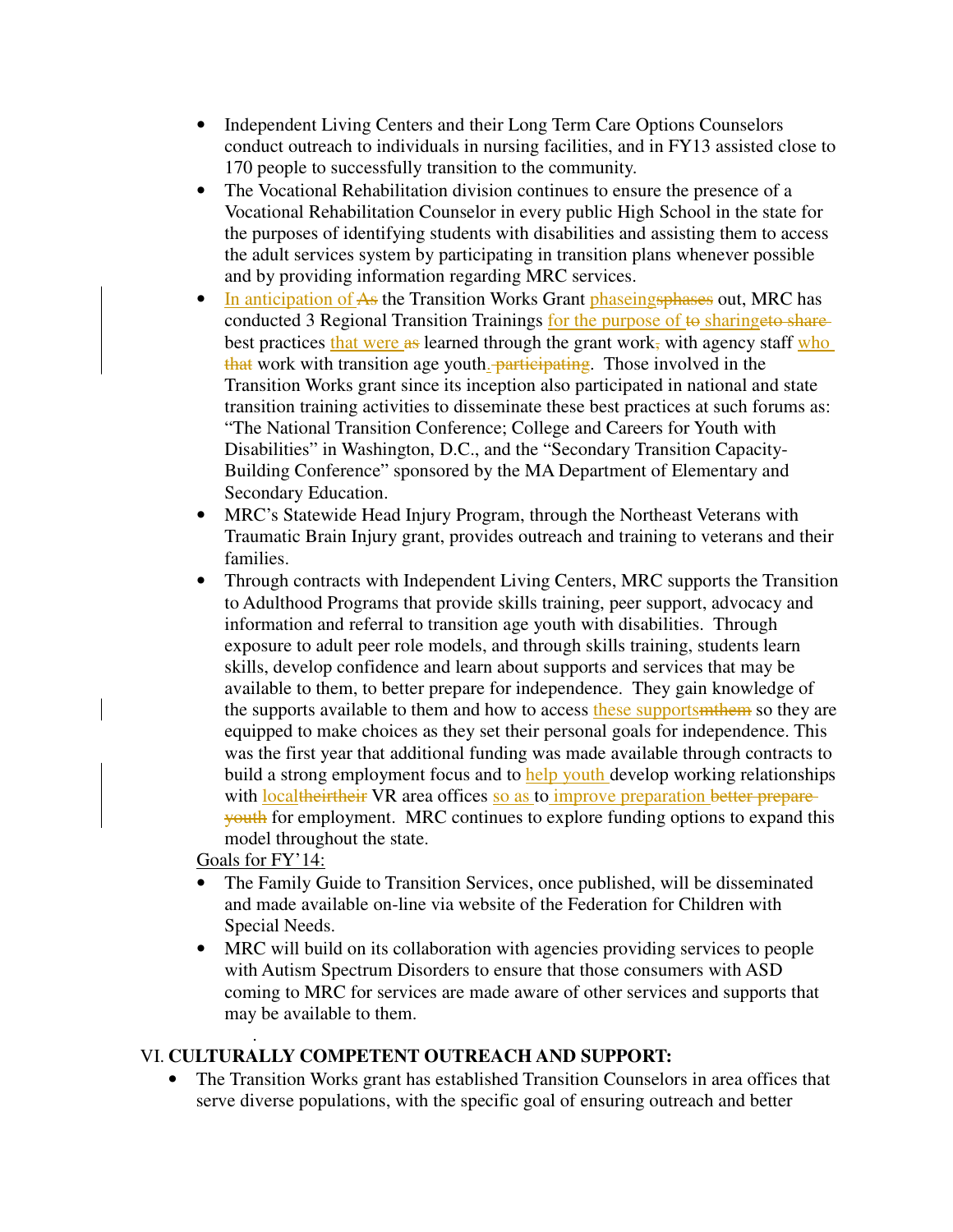- Independent Living Centers and their Long Term Care Options Counselors conduct outreach to individuals in nursing facilities, and in FY13 assisted close to 170 people to successfully transition to the community.
- The Vocational Rehabilitation division continues to ensure the presence of a Vocational Rehabilitation Counselor in every public High School in the state for the purposes of identifying students with disabilities and assisting them to access the adult services system by participating in transition plans whenever possible and by providing information regarding MRC services.
- In anticipation of ~~As~~ the Transition Works Grant phaseing~~sphases~~ out, MRC has conducted 3 Regional Transition Trainings for the purpose of ~~to~~ sharing~~eto share~~ best practices that were ~~as~~ learned through the grant work~~,~~ with agency staff who ~~that~~ work with transition age youth.~~ participating~~. Those involved in the Transition Works grant since its inception also participated in national and state transition training activities to disseminate these best practices at such forums as: "The National Transition Conference; College and Careers for Youth with Disabilities" in Washington, D.C., and the "Secondary Transition Capacity-Building Conference" sponsored by the MA Department of Elementary and Secondary Education.
- MRC's Statewide Head Injury Program, through the Northeast Veterans with Traumatic Brain Injury grant, provides outreach and training to veterans and their families.
- Through contracts with Independent Living Centers, MRC supports the Transition to Adulthood Programs that provide skills training, peer support, advocacy and information and referral to transition age youth with disabilities. Through exposure to adult peer role models, and through skills training, students learn skills, develop confidence and learn about supports and services that may be available to them, to better prepare for independence. They gain knowledge of the supports available to them and how to access these supports~~mthem~~ so they are equipped to make choices as they set their personal goals for independence. This was the first year that additional funding was made available through contracts to build a strong employment focus and to help youth develop working relationships with local~~theirtheir~~ VR area offices so as to improve preparation ~~better prepare youth~~ for employment. MRC continues to explore funding options to expand this model throughout the state.

Goals for FY'14:

- The Family Guide to Transition Services, once published, will be disseminated and made available on-line via website of the Federation for Children with Special Needs.
- MRC will build on its collaboration with agencies providing services to people with Autism Spectrum Disorders to ensure that those consumers with ASD coming to MRC for services are made aware of other services and supports that may be available to them.

## VI. CULTURALLY COMPETENT OUTREACH AND SUPPORT:

- The Transition Works grant has established Transition Counselors in area offices that serve diverse populations, with the specific goal of ensuring outreach and better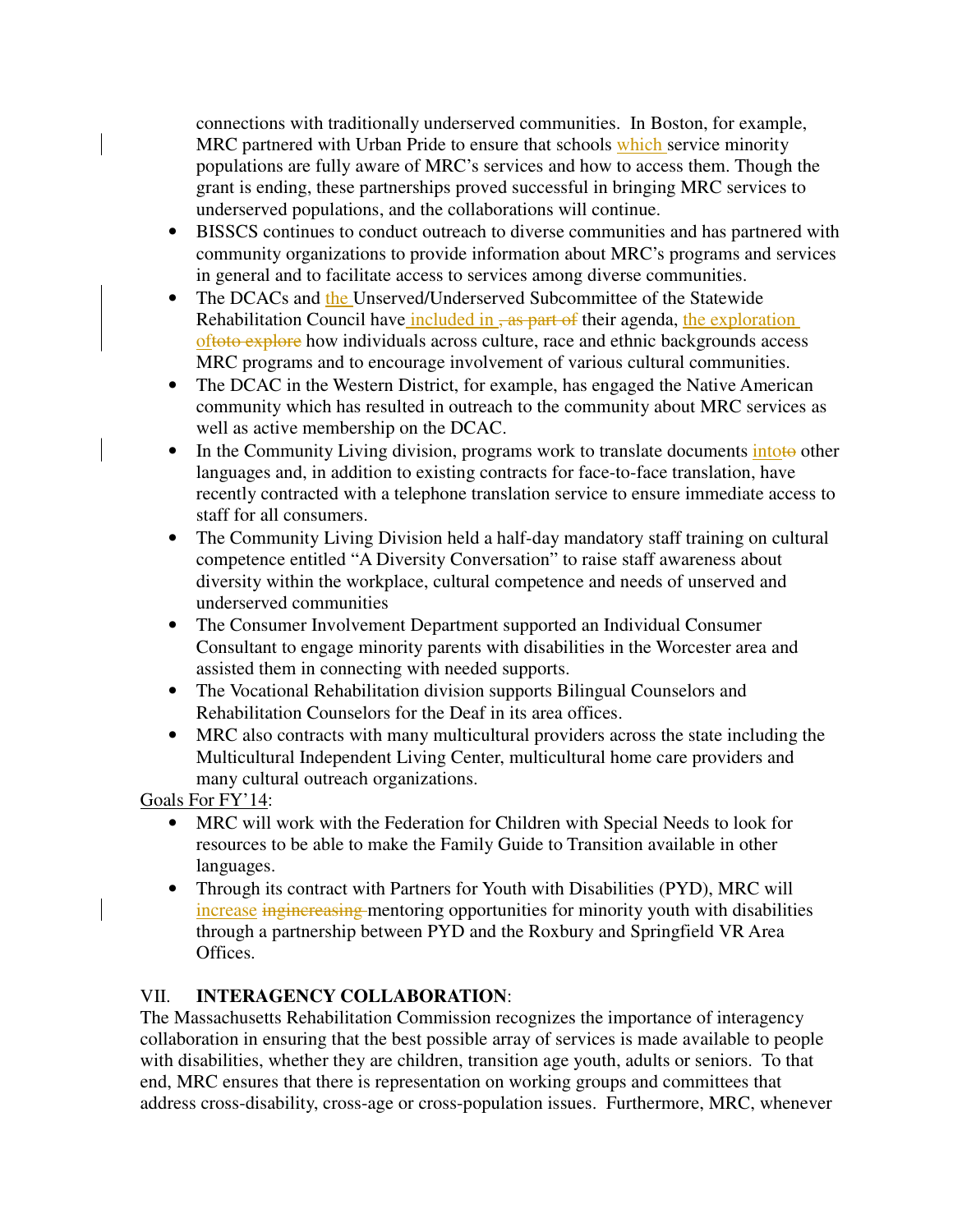connections with traditionally underserved communities. In Boston, for example, MRC partnered with Urban Pride to ensure that schools which service minority populations are fully aware of MRC's services and how to access them. Though the grant is ending, these partnerships proved successful in bringing MRC services to underserved populations, and the collaborations will continue.

- BISSCS continues to conduct outreach to diverse communities and has partnered with community organizations to provide information about MRC's programs and services in general and to facilitate access to services among diverse communities.
- The DCACs and the Unserved/Underserved Subcommittee of the Statewide Rehabilitation Council have included in ~~, as part of~~ their agenda, the exploration of~~toto explore~~ how individuals across culture, race and ethnic backgrounds access MRC programs and to encourage involvement of various cultural communities.
- The DCAC in the Western District, for example, has engaged the Native American community which has resulted in outreach to the community about MRC services as well as active membership on the DCAC.
- In the Community Living division, programs work to translate documents into~~to~~ other languages and, in addition to existing contracts for face-to-face translation, have recently contracted with a telephone translation service to ensure immediate access to staff for all consumers.
- The Community Living Division held a half-day mandatory staff training on cultural competence entitled "A Diversity Conversation" to raise staff awareness about diversity within the workplace, cultural competence and needs of unserved and underserved communities
- The Consumer Involvement Department supported an Individual Consumer Consultant to engage minority parents with disabilities in the Worcester area and assisted them in connecting with needed supports.
- The Vocational Rehabilitation division supports Bilingual Counselors and Rehabilitation Counselors for the Deaf in its area offices.
- MRC also contracts with many multicultural providers across the state including the Multicultural Independent Living Center, multicultural home care providers and many cultural outreach organizations.

Goals For FY'14:

- MRC will work with the Federation for Children with Special Needs to look for resources to be able to make the Family Guide to Transition available in other languages.
- Through its contract with Partners for Youth with Disabilities (PYD), MRC will increase ~~ingincreasing~~ mentoring opportunities for minority youth with disabilities through a partnership between PYD and the Roxbury and Springfield VR Area Offices.

## VII. INTERAGENCY COLLABORATION:

The Massachusetts Rehabilitation Commission recognizes the importance of interagency collaboration in ensuring that the best possible array of services is made available to people with disabilities, whether they are children, transition age youth, adults or seniors. To that end, MRC ensures that there is representation on working groups and committees that address cross-disability, cross-age or cross-population issues. Furthermore, MRC, whenever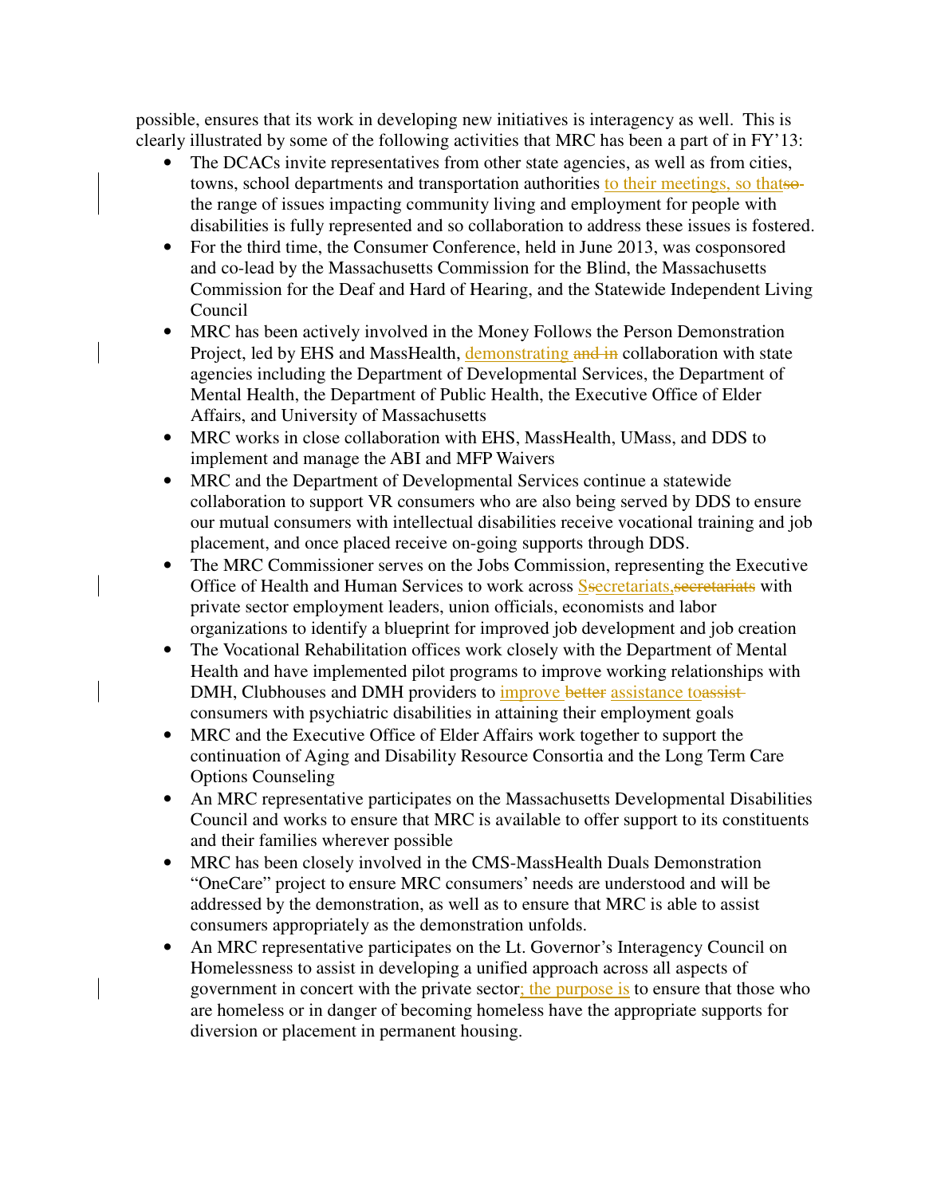possible, ensures that its work in developing new initiatives is interagency as well. This is clearly illustrated by some of the following activities that MRC has been a part of in FY'13:

- The DCACs invite representatives from other state agencies, as well as from cities, towns, school departments and transportation authorities to their meetings, so that~~so~~ the range of issues impacting community living and employment for people with disabilities is fully represented and so collaboration to address these issues is fostered.
- For the third time, the Consumer Conference, held in June 2013, was cosponsored and co-lead by the Massachusetts Commission for the Blind, the Massachusetts Commission for the Deaf and Hard of Hearing, and the Statewide Independent Living Council
- MRC has been actively involved in the Money Follows the Person Demonstration Project, led by EHS and MassHealth, demonstrating ~~and in~~ collaboration with state agencies including the Department of Developmental Services, the Department of Mental Health, the Department of Public Health, the Executive Office of Elder Affairs, and University of Massachusetts
- MRC works in close collaboration with EHS, MassHealth, UMass, and DDS to implement and manage the ABI and MFP Waivers
- MRC and the Department of Developmental Services continue a statewide collaboration to support VR consumers who are also being served by DDS to ensure our mutual consumers with intellectual disabilities receive vocational training and job placement, and once placed receive on-going supports through DDS.
- The MRC Commissioner serves on the Jobs Commission, representing the Executive Office of Health and Human Services to work across S~~s~~ecretariats,~~secretariats~~ with private sector employment leaders, union officials, economists and labor organizations to identify a blueprint for improved job development and job creation
- The Vocational Rehabilitation offices work closely with the Department of Mental Health and have implemented pilot programs to improve working relationships with DMH, Clubhouses and DMH providers to improve ~~better~~ assistance to~~assist~~ consumers with psychiatric disabilities in attaining their employment goals
- MRC and the Executive Office of Elder Affairs work together to support the continuation of Aging and Disability Resource Consortia and the Long Term Care Options Counseling
- An MRC representative participates on the Massachusetts Developmental Disabilities Council and works to ensure that MRC is available to offer support to its constituents and their families wherever possible
- MRC has been closely involved in the CMS-MassHealth Duals Demonstration "OneCare" project to ensure MRC consumers' needs are understood and will be addressed by the demonstration, as well as to ensure that MRC is able to assist consumers appropriately as the demonstration unfolds.
- An MRC representative participates on the Lt. Governor's Interagency Council on Homelessness to assist in developing a unified approach across all aspects of government in concert with the private sector; the purpose is to ensure that those who are homeless or in danger of becoming homeless have the appropriate supports for diversion or placement in permanent housing.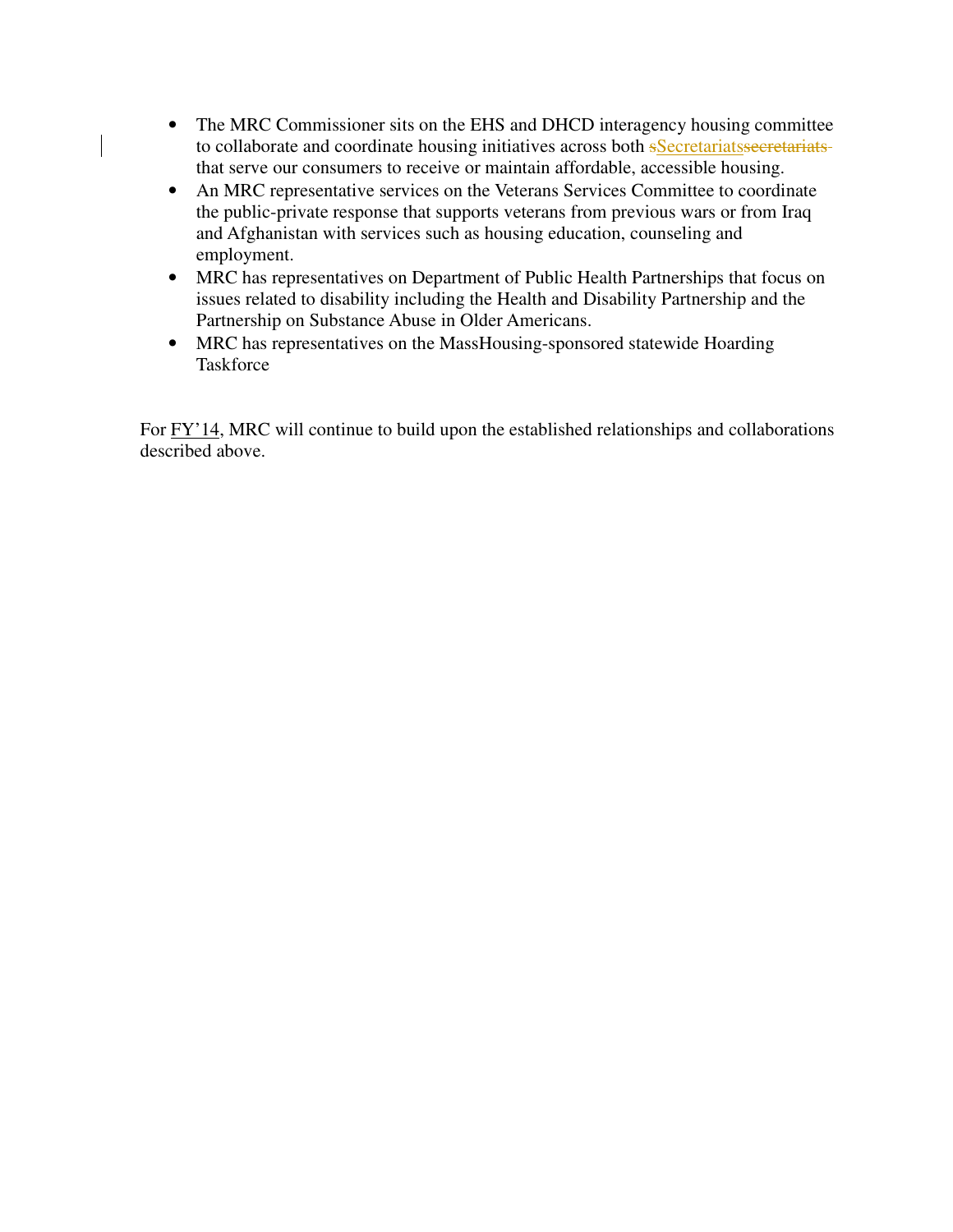- The MRC Commissioner sits on the EHS and DHCD interagency housing committee to collaborate and coordinate housing initiatives across both sSecretariatssecretariats that serve our consumers to receive or maintain affordable, accessible housing.
- An MRC representative services on the Veterans Services Committee to coordinate the public-private response that supports veterans from previous wars or from Iraq and Afghanistan with services such as housing education, counseling and employment.
- MRC has representatives on Department of Public Health Partnerships that focus on issues related to disability including the Health and Disability Partnership and the Partnership on Substance Abuse in Older Americans.
- MRC has representatives on the MassHousing-sponsored statewide Hoarding Taskforce

For FY'14, MRC will continue to build upon the established relationships and collaborations described above.